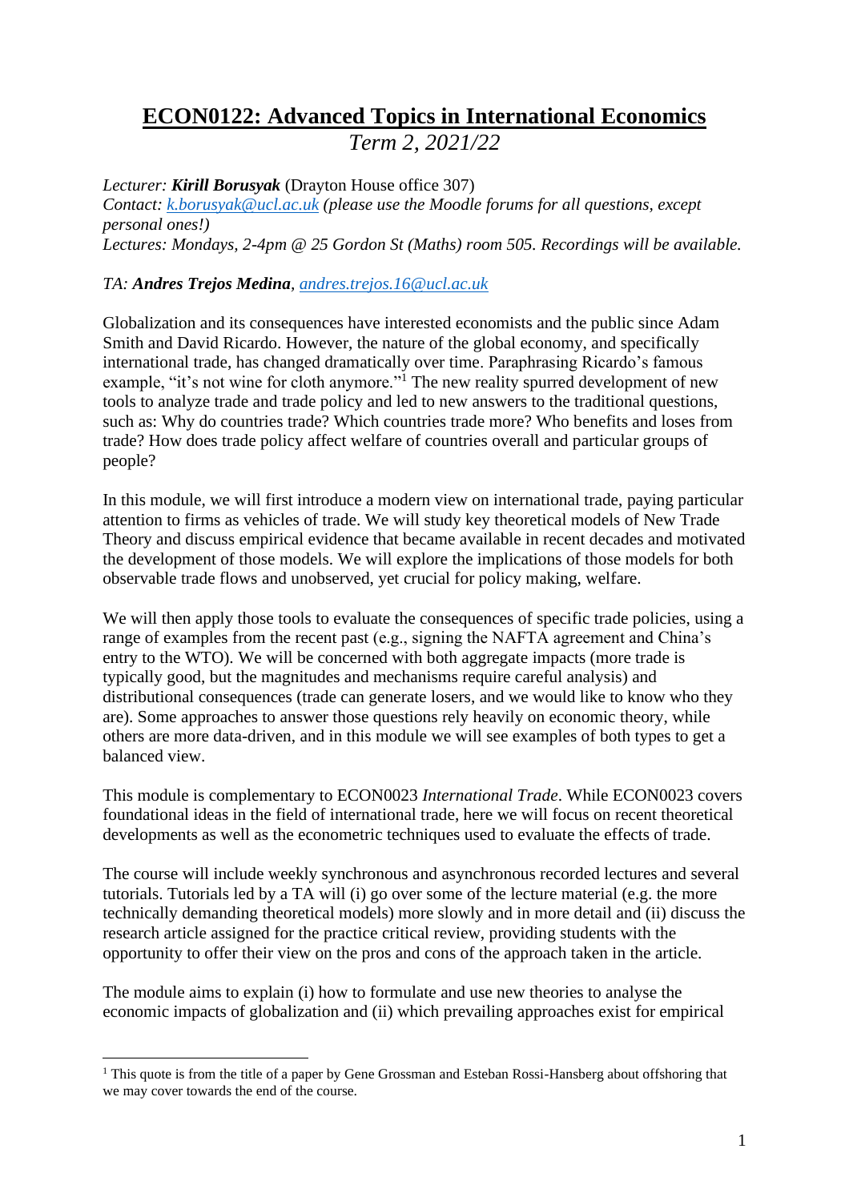# ECON0122: Advanced Topics in International Economics

*Term 2, 2021/22*

*Lecturer:* ***Kirill Borusyak*** (Drayton House office 307)
*Contact: k.borusyak@ucl.ac.uk (please use the Moodle forums for all questions, except personal ones!)*
*Lectures: Mondays, 2-4pm @ 25 Gordon St (Maths) room 505. Recordings will be available.*

*TA:* ***Andres Trejos Medina****, andres.trejos.16@ucl.ac.uk*

Globalization and its consequences have interested economists and the public since Adam Smith and David Ricardo. However, the nature of the global economy, and specifically international trade, has changed dramatically over time. Paraphrasing Ricardo's famous example, "it's not wine for cloth anymore."[1] The new reality spurred development of new tools to analyze trade and trade policy and led to new answers to the traditional questions, such as: Why do countries trade? Which countries trade more? Who benefits and loses from trade? How does trade policy affect welfare of countries overall and particular groups of people?

In this module, we will first introduce a modern view on international trade, paying particular attention to firms as vehicles of trade. We will study key theoretical models of New Trade Theory and discuss empirical evidence that became available in recent decades and motivated the development of those models. We will explore the implications of those models for both observable trade flows and unobserved, yet crucial for policy making, welfare.

We will then apply those tools to evaluate the consequences of specific trade policies, using a range of examples from the recent past (e.g., signing the NAFTA agreement and China's entry to the WTO). We will be concerned with both aggregate impacts (more trade is typically good, but the magnitudes and mechanisms require careful analysis) and distributional consequences (trade can generate losers, and we would like to know who they are). Some approaches to answer those questions rely heavily on economic theory, while others are more data-driven, and in this module we will see examples of both types to get a balanced view.

This module is complementary to ECON0023 *International Trade*. While ECON0023 covers foundational ideas in the field of international trade, here we will focus on recent theoretical developments as well as the econometric techniques used to evaluate the effects of trade.

The course will include weekly synchronous and asynchronous recorded lectures and several tutorials. Tutorials led by a TA will (i) go over some of the lecture material (e.g. the more technically demanding theoretical models) more slowly and in more detail and (ii) discuss the research article assigned for the practice critical review, providing students with the opportunity to offer their view on the pros and cons of the approach taken in the article.

The module aims to explain (i) how to formulate and use new theories to analyse the economic impacts of globalization and (ii) which prevailing approaches exist for empirical

---

[1] This quote is from the title of a paper by Gene Grossman and Esteban Rossi-Hansberg about offshoring that we may cover towards the end of the course.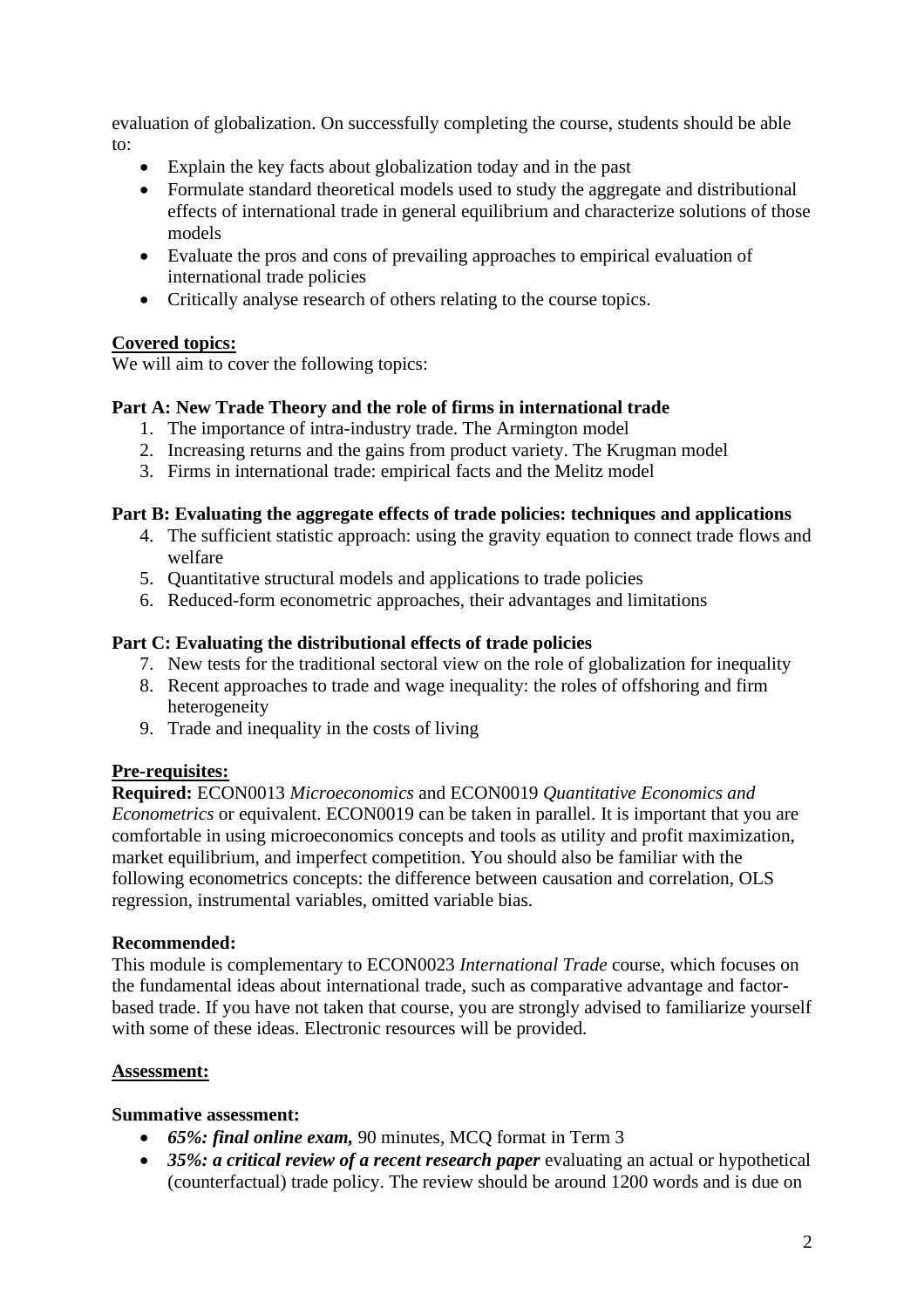evaluation of globalization. On successfully completing the course, students should be able to:

- Explain the key facts about globalization today and in the past
- Formulate standard theoretical models used to study the aggregate and distributional effects of international trade in general equilibrium and characterize solutions of those models
- Evaluate the pros and cons of prevailing approaches to empirical evaluation of international trade policies
- Critically analyse research of others relating to the course topics.

## Covered topics:

We will aim to cover the following topics:

### Part A: New Trade Theory and the role of firms in international trade

1. The importance of intra-industry trade. The Armington model
2. Increasing returns and the gains from product variety. The Krugman model
3. Firms in international trade: empirical facts and the Melitz model

### Part B: Evaluating the aggregate effects of trade policies: techniques and applications

4. The sufficient statistic approach: using the gravity equation to connect trade flows and welfare
5. Quantitative structural models and applications to trade policies
6. Reduced-form econometric approaches, their advantages and limitations

### Part C: Evaluating the distributional effects of trade policies

7. New tests for the traditional sectoral view on the role of globalization for inequality
8. Recent approaches to trade and wage inequality: the roles of offshoring and firm heterogeneity
9. Trade and inequality in the costs of living

## Pre-requisites:

**Required:** ECON0013 *Microeconomics* and ECON0019 *Quantitative Economics and Econometrics* or equivalent. ECON0019 can be taken in parallel. It is important that you are comfortable in using microeconomics concepts and tools as utility and profit maximization, market equilibrium, and imperfect competition. You should also be familiar with the following econometrics concepts: the difference between causation and correlation, OLS regression, instrumental variables, omitted variable bias.

**Recommended:**
This module is complementary to ECON0023 *International Trade* course, which focuses on the fundamental ideas about international trade, such as comparative advantage and factor-based trade. If you have not taken that course, you are strongly advised to familiarize yourself with some of these ideas. Electronic resources will be provided.

## Assessment:

**Summative assessment:**

- ***65%: final online exam,*** 90 minutes, MCQ format in Term 3
- ***35%: a critical review of a recent research paper*** evaluating an actual or hypothetical (counterfactual) trade policy. The review should be around 1200 words and is due on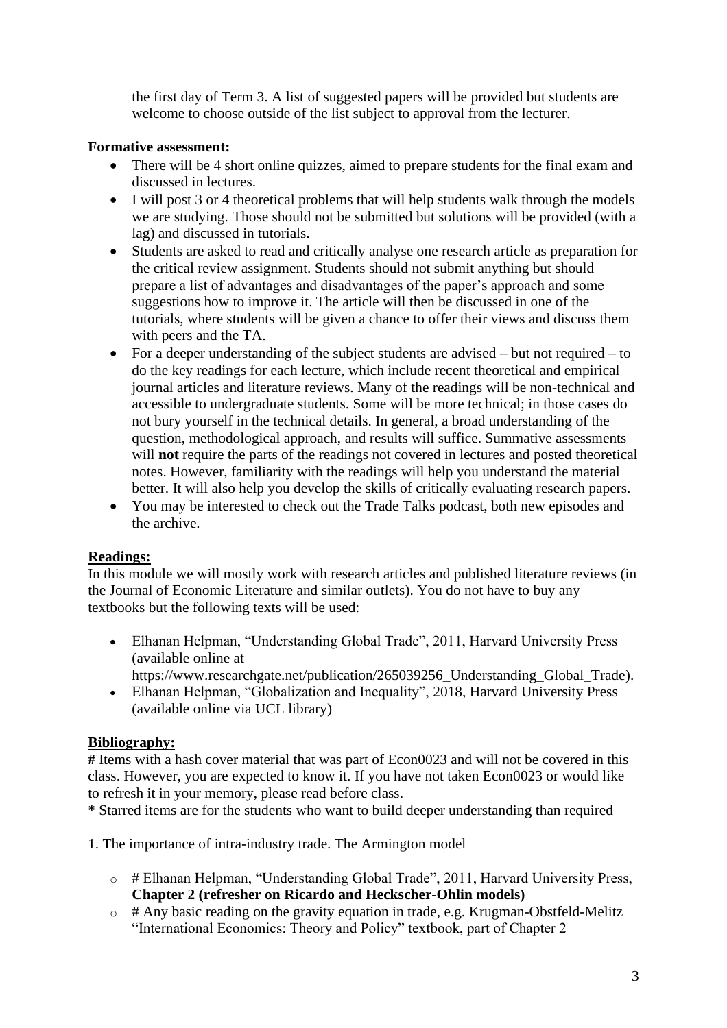the first day of Term 3. A list of suggested papers will be provided but students are welcome to choose outside of the list subject to approval from the lecturer.

**Formative assessment:**

- There will be 4 short online quizzes, aimed to prepare students for the final exam and discussed in lectures.
- I will post 3 or 4 theoretical problems that will help students walk through the models we are studying. Those should not be submitted but solutions will be provided (with a lag) and discussed in tutorials.
- Students are asked to read and critically analyse one research article as preparation for the critical review assignment. Students should not submit anything but should prepare a list of advantages and disadvantages of the paper's approach and some suggestions how to improve it. The article will then be discussed in one of the tutorials, where students will be given a chance to offer their views and discuss them with peers and the TA.
- For a deeper understanding of the subject students are advised – but not required – to do the key readings for each lecture, which include recent theoretical and empirical journal articles and literature reviews. Many of the readings will be non-technical and accessible to undergraduate students. Some will be more technical; in those cases do not bury yourself in the technical details. In general, a broad understanding of the question, methodological approach, and results will suffice. Summative assessments will **not** require the parts of the readings not covered in lectures and posted theoretical notes. However, familiarity with the readings will help you understand the material better. It will also help you develop the skills of critically evaluating research papers.
- You may be interested to check out the Trade Talks podcast, both new episodes and the archive.

## Readings:

In this module we will mostly work with research articles and published literature reviews (in the Journal of Economic Literature and similar outlets). You do not have to buy any textbooks but the following texts will be used:

- Elhanan Helpman, "Understanding Global Trade", 2011, Harvard University Press (available online at https://www.researchgate.net/publication/265039256_Understanding_Global_Trade).
- Elhanan Helpman, "Globalization and Inequality", 2018, Harvard University Press (available online via UCL library)

## Bibliography:

**#** Items with a hash cover material that was part of Econ0023 and will not be covered in this class. However, you are expected to know it. If you have not taken Econ0023 or would like to refresh it in your memory, please read before class.

**\*** Starred items are for the students who want to build deeper understanding than required

1. The importance of intra-industry trade. The Armington model

   - # Elhanan Helpman, "Understanding Global Trade", 2011, Harvard University Press, **Chapter 2 (refresher on Ricardo and Heckscher-Ohlin models)**
   - # Any basic reading on the gravity equation in trade, e.g. Krugman-Obstfeld-Melitz "International Economics: Theory and Policy" textbook, part of Chapter 2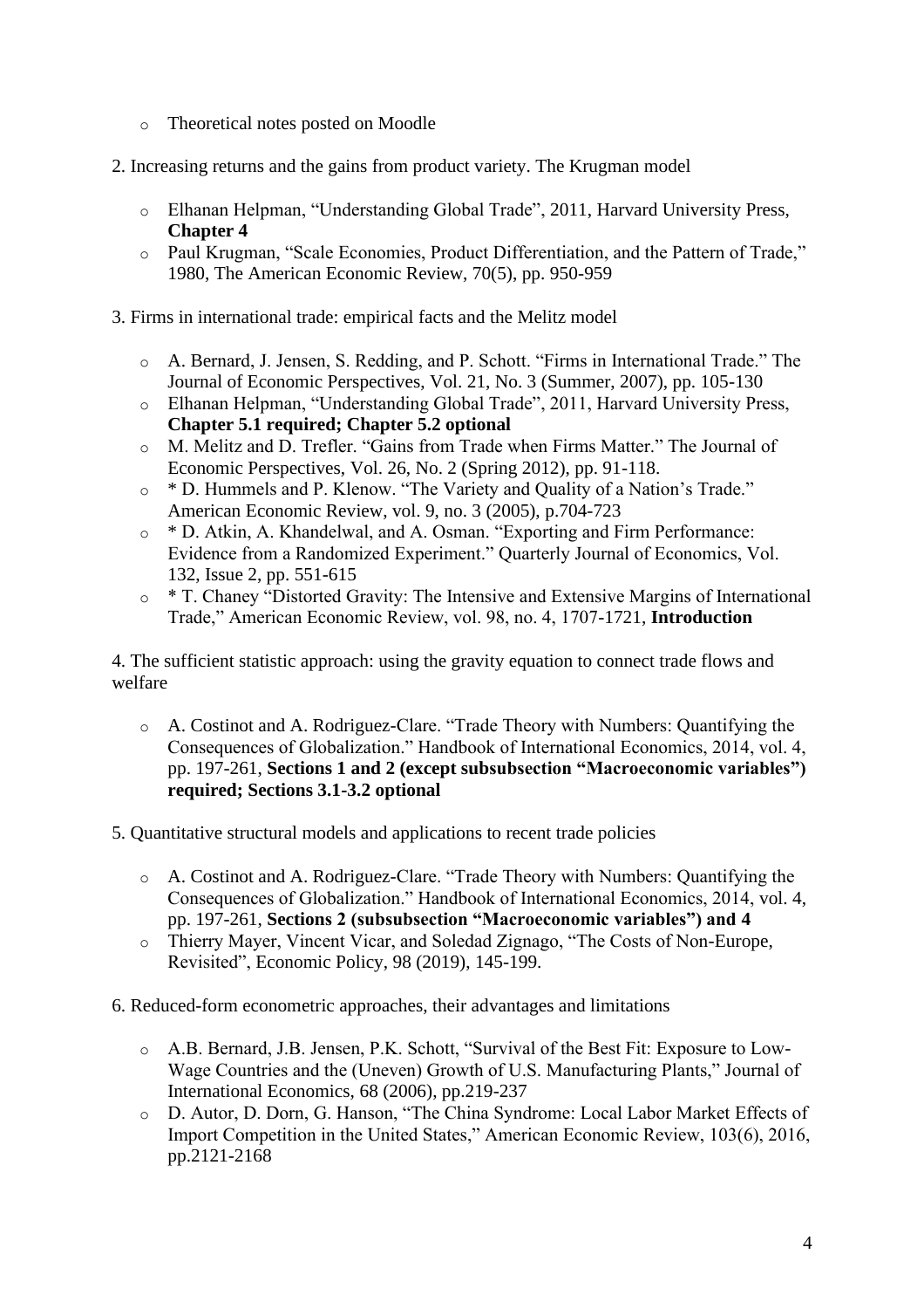- Theoretical notes posted on Moodle

2. Increasing returns and the gains from product variety. The Krugman model

   - Elhanan Helpman, "Understanding Global Trade", 2011, Harvard University Press, **Chapter 4**
   - Paul Krugman, "Scale Economies, Product Differentiation, and the Pattern of Trade," 1980, The American Economic Review, 70(5), pp. 950-959

3. Firms in international trade: empirical facts and the Melitz model

   - A. Bernard, J. Jensen, S. Redding, and P. Schott. "Firms in International Trade." The Journal of Economic Perspectives, Vol. 21, No. 3 (Summer, 2007), pp. 105-130
   - Elhanan Helpman, "Understanding Global Trade", 2011, Harvard University Press, **Chapter 5.1 required; Chapter 5.2 optional**
   - M. Melitz and D. Trefler. "Gains from Trade when Firms Matter." The Journal of Economic Perspectives, Vol. 26, No. 2 (Spring 2012), pp. 91-118.
   - * D. Hummels and P. Klenow. "The Variety and Quality of a Nation's Trade." American Economic Review, vol. 9, no. 3 (2005), p.704-723
   - * D. Atkin, A. Khandelwal, and A. Osman. "Exporting and Firm Performance: Evidence from a Randomized Experiment." Quarterly Journal of Economics, Vol. 132, Issue 2, pp. 551-615
   - * T. Chaney "Distorted Gravity: The Intensive and Extensive Margins of International Trade," American Economic Review, vol. 98, no. 4, 1707-1721, **Introduction**

4. The sufficient statistic approach: using the gravity equation to connect trade flows and welfare

   - A. Costinot and A. Rodriguez-Clare. "Trade Theory with Numbers: Quantifying the Consequences of Globalization." Handbook of International Economics, 2014, vol. 4, pp. 197-261, **Sections 1 and 2 (except subsubsection "Macroeconomic variables") required; Sections 3.1-3.2 optional**

5. Quantitative structural models and applications to recent trade policies

   - A. Costinot and A. Rodriguez-Clare. "Trade Theory with Numbers: Quantifying the Consequences of Globalization." Handbook of International Economics, 2014, vol. 4, pp. 197-261, **Sections 2 (subsubsection "Macroeconomic variables") and 4**
   - Thierry Mayer, Vincent Vicar, and Soledad Zignago, "The Costs of Non-Europe, Revisited", Economic Policy, 98 (2019), 145-199.

6. Reduced-form econometric approaches, their advantages and limitations

   - A.B. Bernard, J.B. Jensen, P.K. Schott, "Survival of the Best Fit: Exposure to Low-Wage Countries and the (Uneven) Growth of U.S. Manufacturing Plants," Journal of International Economics, 68 (2006), pp.219-237
   - D. Autor, D. Dorn, G. Hanson, "The China Syndrome: Local Labor Market Effects of Import Competition in the United States," American Economic Review, 103(6), 2016, pp.2121-2168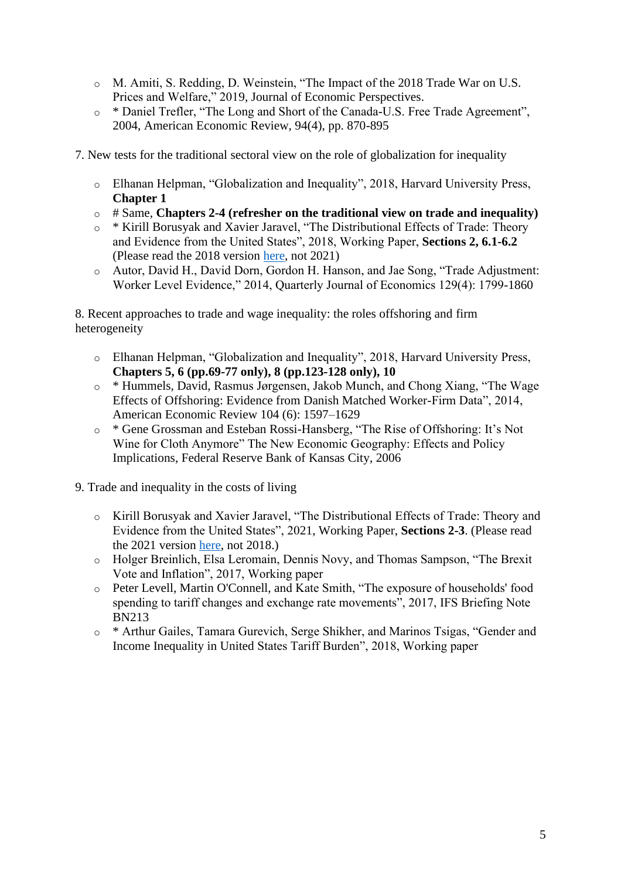- M. Amiti, S. Redding, D. Weinstein, "The Impact of the 2018 Trade War on U.S. Prices and Welfare," 2019, Journal of Economic Perspectives.
- * Daniel Trefler, "The Long and Short of the Canada-U.S. Free Trade Agreement", 2004, American Economic Review, 94(4), pp. 870-895

7. New tests for the traditional sectoral view on the role of globalization for inequality

- Elhanan Helpman, "Globalization and Inequality", 2018, Harvard University Press, **Chapter 1**
- # Same, **Chapters 2-4 (refresher on the traditional view on trade and inequality)**
- * Kirill Borusyak and Xavier Jaravel, "The Distributional Effects of Trade: Theory and Evidence from the United States", 2018, Working Paper, **Sections 2, 6.1-6.2** (Please read the 2018 version here, not 2021)
- Autor, David H., David Dorn, Gordon H. Hanson, and Jae Song, "Trade Adjustment: Worker Level Evidence," 2014, Quarterly Journal of Economics 129(4): 1799-1860

8. Recent approaches to trade and wage inequality: the roles offshoring and firm heterogeneity

- Elhanan Helpman, "Globalization and Inequality", 2018, Harvard University Press, **Chapters 5, 6 (pp.69-77 only), 8 (pp.123-128 only), 10**
- * Hummels, David, Rasmus Jørgensen, Jakob Munch, and Chong Xiang, "The Wage Effects of Offshoring: Evidence from Danish Matched Worker-Firm Data", 2014, American Economic Review 104 (6): 1597–1629
- * Gene Grossman and Esteban Rossi-Hansberg, "The Rise of Offshoring: It's Not Wine for Cloth Anymore" The New Economic Geography: Effects and Policy Implications, Federal Reserve Bank of Kansas City, 2006

9. Trade and inequality in the costs of living

- Kirill Borusyak and Xavier Jaravel, "The Distributional Effects of Trade: Theory and Evidence from the United States", 2021, Working Paper, **Sections 2-3**. (Please read the 2021 version here, not 2018.)
- Holger Breinlich, Elsa Leromain, Dennis Novy, and Thomas Sampson, "The Brexit Vote and Inflation", 2017, Working paper
- Peter Levell, Martin O'Connell, and Kate Smith, "The exposure of households' food spending to tariff changes and exchange rate movements", 2017, IFS Briefing Note BN213
- * Arthur Gailes, Tamara Gurevich, Serge Shikher, and Marinos Tsigas, "Gender and Income Inequality in United States Tariff Burden", 2018, Working paper